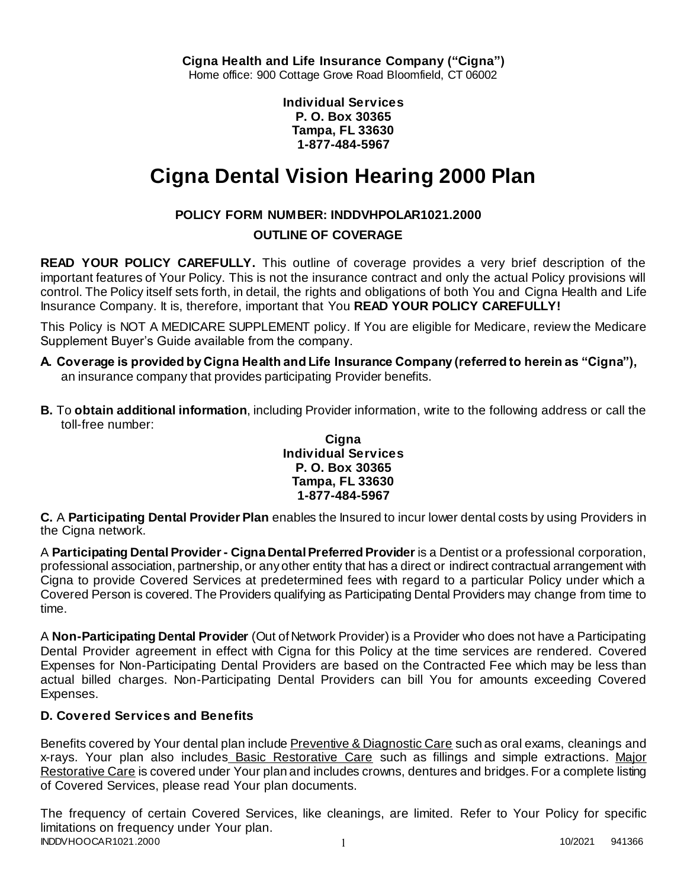**Cigna Health and Life Insurance Company ("Cigna")**
Home office: 900 Cottage Grove Road Bloomfield, CT 06002

**Individual Services**
**P. O. Box 30365**
**Tampa, FL 33630**
**1-877-484-5967**

# Cigna Dental Vision Hearing 2000 Plan

**POLICY FORM NUMBER: INDDVHPOLAR1021.2000**

**OUTLINE OF COVERAGE**

**READ YOUR POLICY CAREFULLY.** This outline of coverage provides a very brief description of the important features of Your Policy. This is not the insurance contract and only the actual Policy provisions will control. The Policy itself sets forth, in detail, the rights and obligations of both You and Cigna Health and Life Insurance Company. It is, therefore, important that You **READ YOUR POLICY CAREFULLY!**

This Policy is NOT A MEDICARE SUPPLEMENT policy. If You are eligible for Medicare, review the Medicare Supplement Buyer's Guide available from the company.

**A. Coverage is provided by Cigna Health and Life Insurance Company (referred to herein as "Cigna"),** an insurance company that provides participating Provider benefits.

**B.** To **obtain additional information**, including Provider information, write to the following address or call the toll-free number:

**Cigna**
**Individual Services**
**P. O. Box 30365**
**Tampa, FL 33630**
**1-877-484-5967**

**C.** A **Participating Dental Provider Plan** enables the Insured to incur lower dental costs by using Providers in the Cigna network.

A **Participating Dental Provider - Cigna Dental Preferred Provider** is a Dentist or a professional corporation, professional association, partnership, or any other entity that has a direct or indirect contractual arrangement with Cigna to provide Covered Services at predetermined fees with regard to a particular Policy under which a Covered Person is covered. The Providers qualifying as Participating Dental Providers may change from time to time.

A **Non-Participating Dental Provider** (Out of Network Provider) is a Provider who does not have a Participating Dental Provider agreement in effect with Cigna for this Policy at the time services are rendered. Covered Expenses for Non-Participating Dental Providers are based on the Contracted Fee which may be less than actual billed charges. Non-Participating Dental Providers can bill You for amounts exceeding Covered Expenses.

### D. Covered Services and Benefits

Benefits covered by Your dental plan include Preventive & Diagnostic Care such as oral exams, cleanings and x-rays. Your plan also includes Basic Restorative Care such as fillings and simple extractions. Major Restorative Care is covered under Your plan and includes crowns, dentures and bridges. For a complete listing of Covered Services, please read Your plan documents.

The frequency of certain Covered Services, like cleanings, are limited. Refer to Your Policy for specific limitations on frequency under Your plan.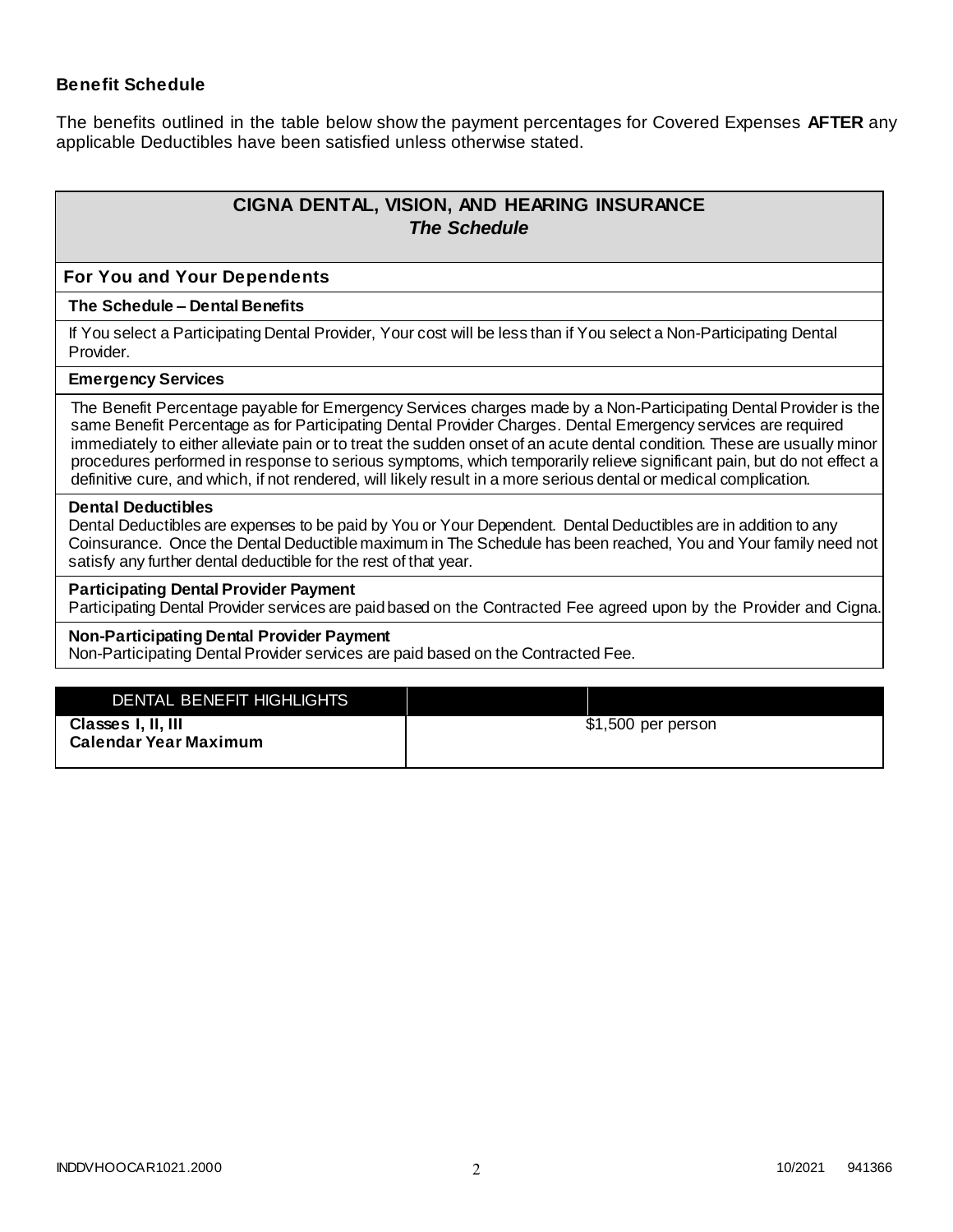### Benefit Schedule

The benefits outlined in the table below show the payment percentages for Covered Expenses **AFTER** any applicable Deductibles have been satisfied unless otherwise stated.

## CIGNA DENTAL, VISION, AND HEARING INSURANCE
### *The Schedule*

**For You and Your Dependents**

**The Schedule – Dental Benefits**

If You select a Participating Dental Provider, Your cost will be less than if You select a Non-Participating Dental Provider.

**Emergency Services**

The Benefit Percentage payable for Emergency Services charges made by a Non-Participating Dental Provider is the same Benefit Percentage as for Participating Dental Provider Charges. Dental Emergency services are required immediately to either alleviate pain or to treat the sudden onset of an acute dental condition. These are usually minor procedures performed in response to serious symptoms, which temporarily relieve significant pain, but do not effect a definitive cure, and which, if not rendered, will likely result in a more serious dental or medical complication.

**Dental Deductibles**

Dental Deductibles are expenses to be paid by You or Your Dependent. Dental Deductibles are in addition to any Coinsurance. Once the Dental Deductible maximum in The Schedule has been reached, You and Your family need not satisfy any further dental deductible for the rest of that year.

**Participating Dental Provider Payment**

Participating Dental Provider services are paid based on the Contracted Fee agreed upon by the Provider and Cigna.

**Non-Participating Dental Provider Payment**

Non-Participating Dental Provider services are paid based on the Contracted Fee.

| DENTAL BENEFIT HIGHLIGHTS | |
|---|---|
| **Classes I, II, III Calendar Year Maximum** | $1,500 per person |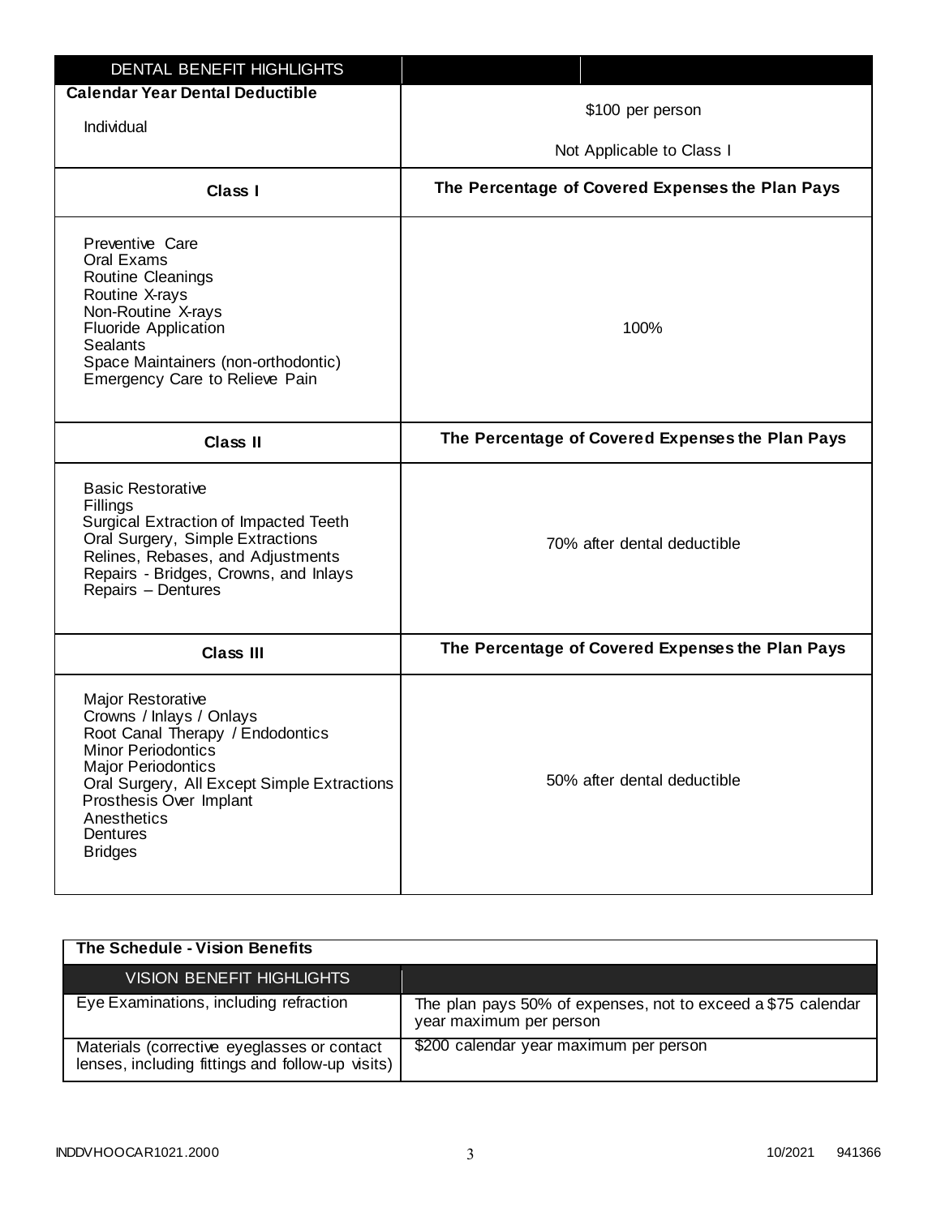| DENTAL BENEFIT HIGHLIGHTS | |
|---|---|
| **Calendar Year Dental Deductible**<br>Individual | \$100 per person<br><br>Not Applicable to Class I |
| **Class I** | **The Percentage of Covered Expenses the Plan Pays** |
| Preventive Care<br>Oral Exams<br>Routine Cleanings<br>Routine X-rays<br>Non-Routine X-rays<br>Fluoride Application<br>Sealants<br>Space Maintainers (non-orthodontic)<br>Emergency Care to Relieve Pain | 100% |
| **Class II** | **The Percentage of Covered Expenses the Plan Pays** |
| Basic Restorative<br>Fillings<br>Surgical Extraction of Impacted Teeth<br>Oral Surgery, Simple Extractions<br>Relines, Rebases, and Adjustments<br>Repairs - Bridges, Crowns, and Inlays<br>Repairs – Dentures | 70% after dental deductible |
| **Class III** | **The Percentage of Covered Expenses the Plan Pays** |
| Major Restorative<br>Crowns / Inlays / Onlays<br>Root Canal Therapy / Endodontics<br>Minor Periodontics<br>Major Periodontics<br>Oral Surgery, All Except Simple Extractions<br>Prosthesis Over Implant<br>Anesthetics<br>Dentures<br>Bridges | 50% after dental deductible |

**The Schedule - Vision Benefits**

| VISION BENEFIT HIGHLIGHTS | |
|---|---|
| Eye Examinations, including refraction | The plan pays 50% of expenses, not to exceed a \$75 calendar year maximum per person |
| Materials (corrective eyeglasses or contact lenses, including fittings and follow-up visits) | \$200 calendar year maximum per person |

INDDVHOOCAR1021.2000 10/2021 941366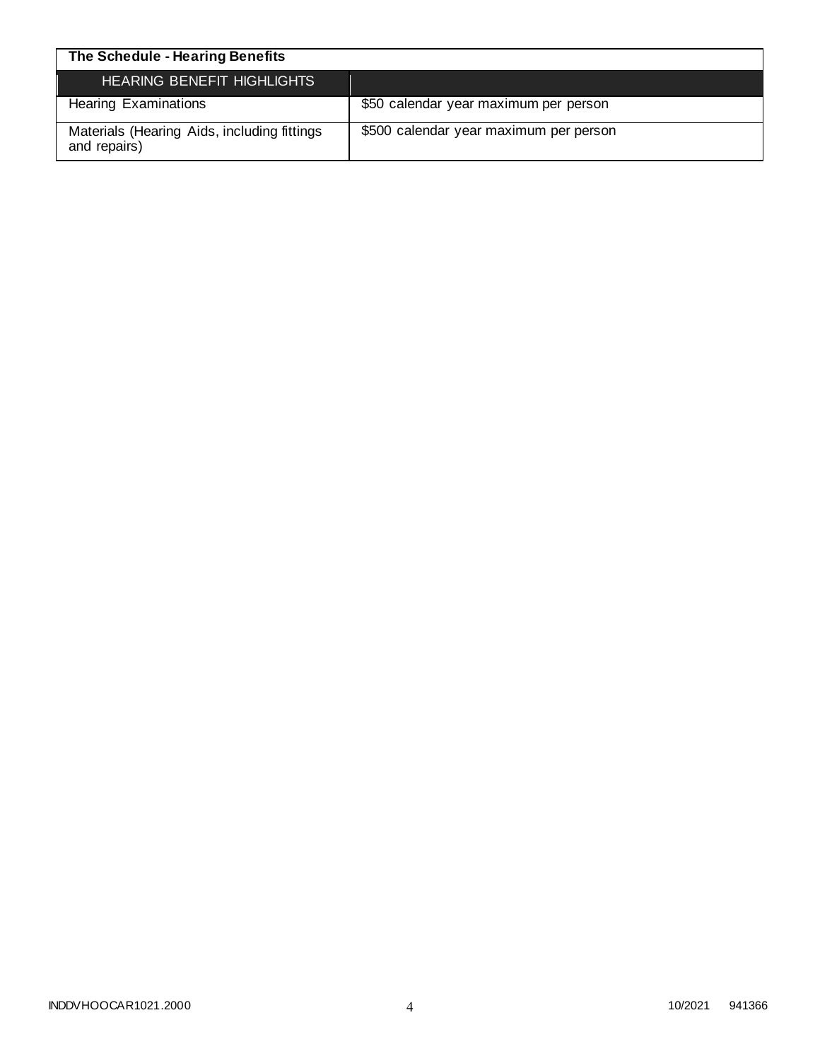| The Schedule - Hearing Benefits | |
|---|---|
| HEARING BENEFIT HIGHLIGHTS | |
| Hearing Examinations | $50 calendar year maximum per person |
| Materials (Hearing Aids, including fittings and repairs) | $500 calendar year maximum per person |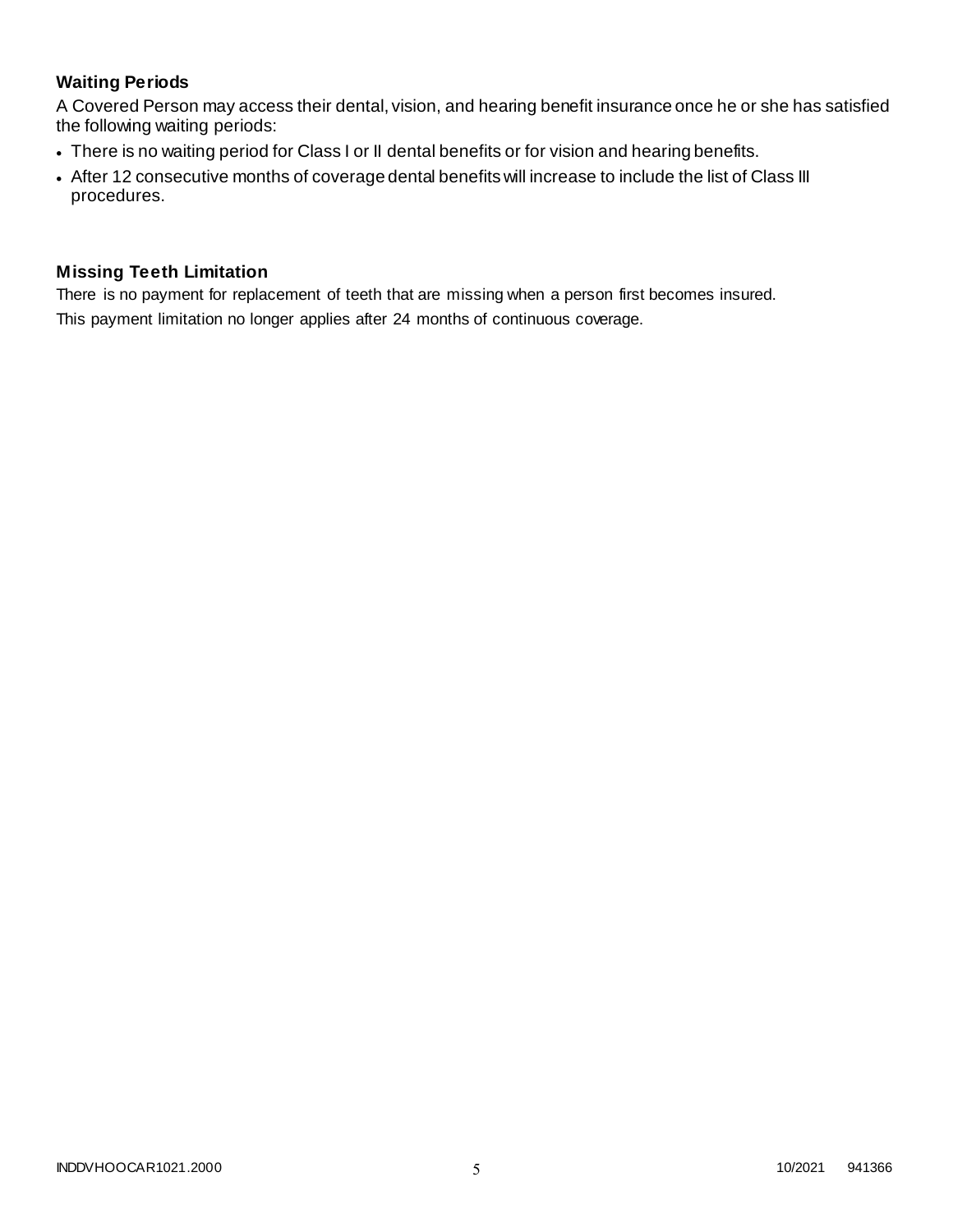### Waiting Periods

A Covered Person may access their dental, vision, and hearing benefit insurance once he or she has satisfied the following waiting periods:

- There is no waiting period for Class I or II dental benefits or for vision and hearing benefits.
- After 12 consecutive months of coverage dental benefits will increase to include the list of Class III procedures.

### Missing Teeth Limitation

There is no payment for replacement of teeth that are missing when a person first becomes insured.

This payment limitation no longer applies after 24 months of continuous coverage.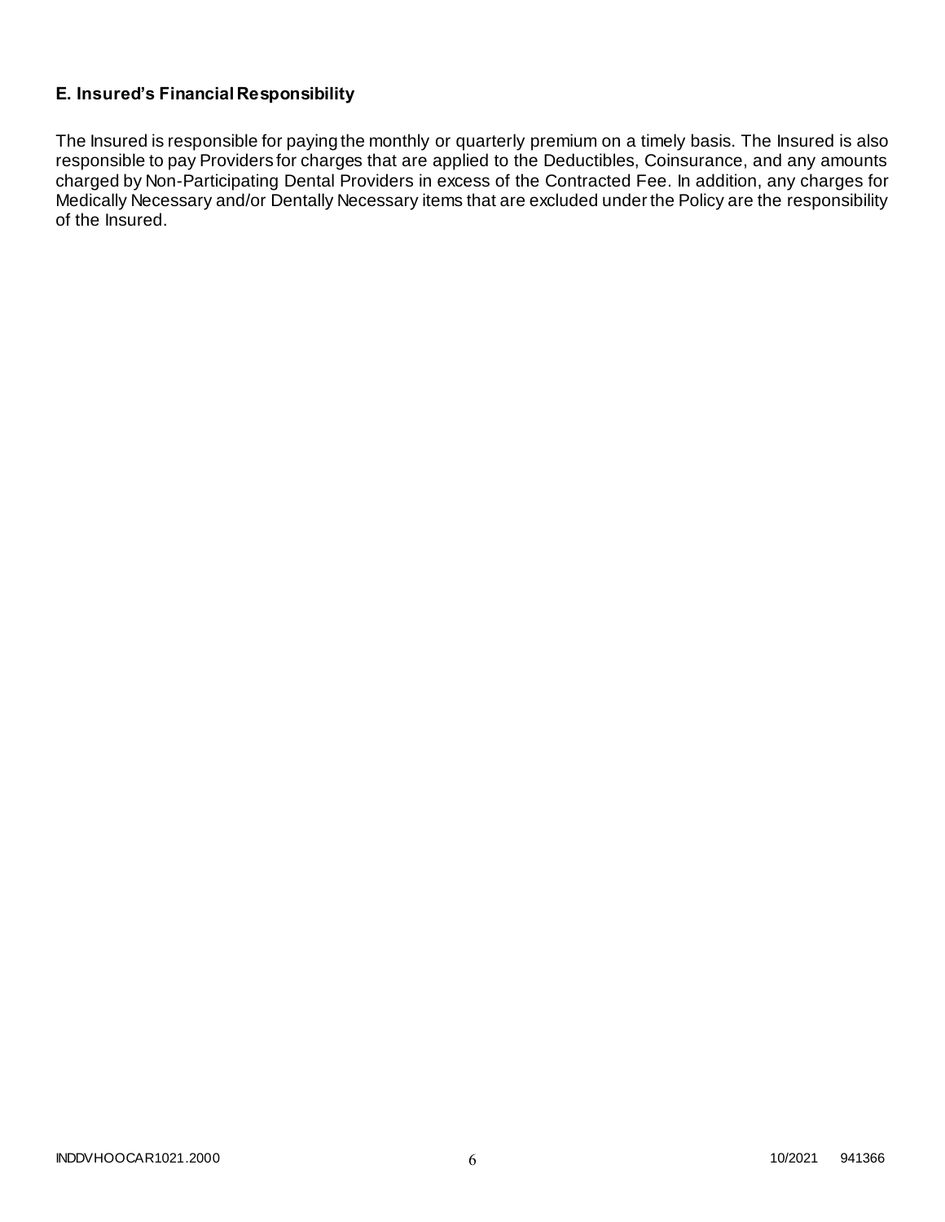### E. Insured's Financial Responsibility

The Insured is responsible for paying the monthly or quarterly premium on a timely basis. The Insured is also responsible to pay Providers for charges that are applied to the Deductibles, Coinsurance, and any amounts charged by Non-Participating Dental Providers in excess of the Contracted Fee. In addition, any charges for Medically Necessary and/or Dentally Necessary items that are excluded under the Policy are the responsibility of the Insured.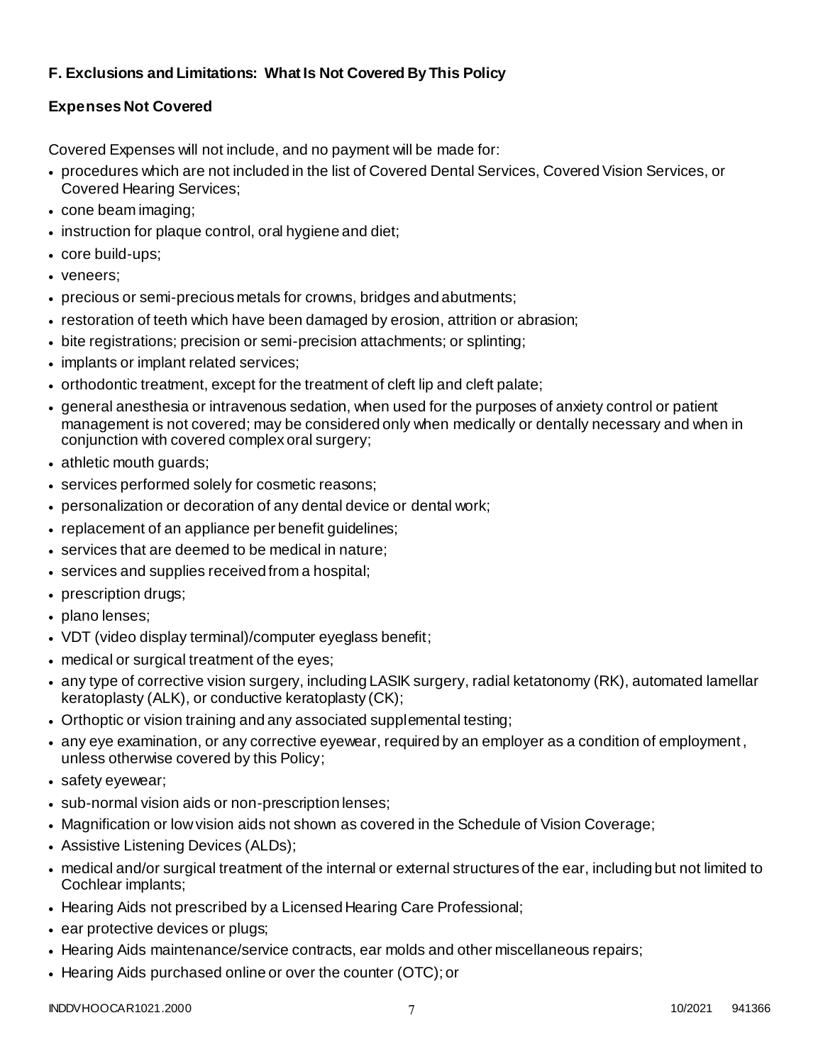**F. Exclusions and Limitations: What Is Not Covered By This Policy**

**Expenses Not Covered**

Covered Expenses will not include, and no payment will be made for:

- procedures which are not included in the list of Covered Dental Services, Covered Vision Services, or Covered Hearing Services;
- cone beam imaging;
- instruction for plaque control, oral hygiene and diet;
- core build-ups;
- veneers;
- precious or semi-precious metals for crowns, bridges and abutments;
- restoration of teeth which have been damaged by erosion, attrition or abrasion;
- bite registrations; precision or semi-precision attachments; or splinting;
- implants or implant related services;
- orthodontic treatment, except for the treatment of cleft lip and cleft palate;
- general anesthesia or intravenous sedation, when used for the purposes of anxiety control or patient management is not covered; may be considered only when medically or dentally necessary and when in conjunction with covered complex oral surgery;
- athletic mouth guards;
- services performed solely for cosmetic reasons;
- personalization or decoration of any dental device or dental work;
- replacement of an appliance per benefit guidelines;
- services that are deemed to be medical in nature;
- services and supplies received from a hospital;
- prescription drugs;
- plano lenses;
- VDT (video display terminal)/computer eyeglass benefit;
- medical or surgical treatment of the eyes;
- any type of corrective vision surgery, including LASIK surgery, radial ketatonomy (RK), automated lamellar keratoplasty (ALK), or conductive keratoplasty (CK);
- Orthoptic or vision training and any associated supplemental testing;
- any eye examination, or any corrective eyewear, required by an employer as a condition of employment, unless otherwise covered by this Policy;
- safety eyewear;
- sub-normal vision aids or non-prescription lenses;
- Magnification or low vision aids not shown as covered in the Schedule of Vision Coverage;
- Assistive Listening Devices (ALDs);
- medical and/or surgical treatment of the internal or external structures of the ear, including but not limited to Cochlear implants;
- Hearing Aids not prescribed by a Licensed Hearing Care Professional;
- ear protective devices or plugs;
- Hearing Aids maintenance/service contracts, ear molds and other miscellaneous repairs;
- Hearing Aids purchased online or over the counter (OTC); or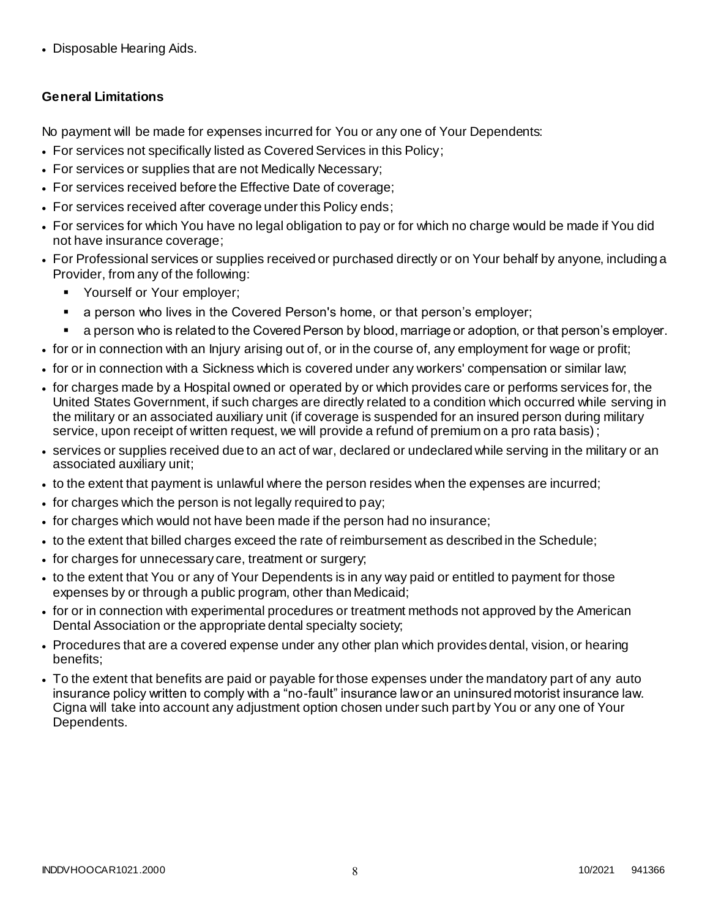- Disposable Hearing Aids.

**General Limitations**

No payment will be made for expenses incurred for You or any one of Your Dependents:

- For services not specifically listed as Covered Services in this Policy;
- For services or supplies that are not Medically Necessary;
- For services received before the Effective Date of coverage;
- For services received after coverage under this Policy ends;
- For services for which You have no legal obligation to pay or for which no charge would be made if You did not have insurance coverage;
- For Professional services or supplies received or purchased directly or on Your behalf by anyone, including a Provider, from any of the following:
  - Yourself or Your employer;
  - a person who lives in the Covered Person's home, or that person's employer;
  - a person who is related to the Covered Person by blood, marriage or adoption, or that person's employer.
- for or in connection with an Injury arising out of, or in the course of, any employment for wage or profit;
- for or in connection with a Sickness which is covered under any workers' compensation or similar law;
- for charges made by a Hospital owned or operated by or which provides care or performs services for, the United States Government, if such charges are directly related to a condition which occurred while serving in the military or an associated auxiliary unit (if coverage is suspended for an insured person during military service, upon receipt of written request, we will provide a refund of premium on a pro rata basis);
- services or supplies received due to an act of war, declared or undeclared while serving in the military or an associated auxiliary unit;
- to the extent that payment is unlawful where the person resides when the expenses are incurred;
- for charges which the person is not legally required to pay;
- for charges which would not have been made if the person had no insurance;
- to the extent that billed charges exceed the rate of reimbursement as described in the Schedule;
- for charges for unnecessary care, treatment or surgery;
- to the extent that You or any of Your Dependents is in any way paid or entitled to payment for those expenses by or through a public program, other than Medicaid;
- for or in connection with experimental procedures or treatment methods not approved by the American Dental Association or the appropriate dental specialty society;
- Procedures that are a covered expense under any other plan which provides dental, vision, or hearing benefits;
- To the extent that benefits are paid or payable for those expenses under the mandatory part of any auto insurance policy written to comply with a "no-fault" insurance law or an uninsured motorist insurance law. Cigna will take into account any adjustment option chosen under such part by You or any one of Your Dependents.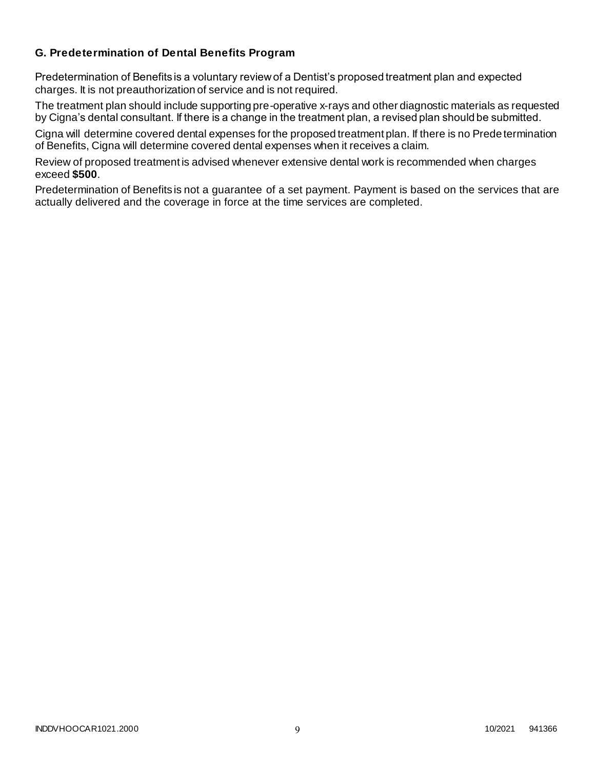### G. Predetermination of Dental Benefits Program

Predetermination of Benefits is a voluntary review of a Dentist's proposed treatment plan and expected charges. It is not preauthorization of service and is not required.

The treatment plan should include supporting pre-operative x-rays and other diagnostic materials as requested by Cigna's dental consultant. If there is a change in the treatment plan, a revised plan should be submitted.

Cigna will determine covered dental expenses for the proposed treatment plan. If there is no Predetermination of Benefits, Cigna will determine covered dental expenses when it receives a claim.

Review of proposed treatment is advised whenever extensive dental work is recommended when charges exceed **$500**.

Predetermination of Benefits is not a guarantee of a set payment. Payment is based on the services that are actually delivered and the coverage in force at the time services are completed.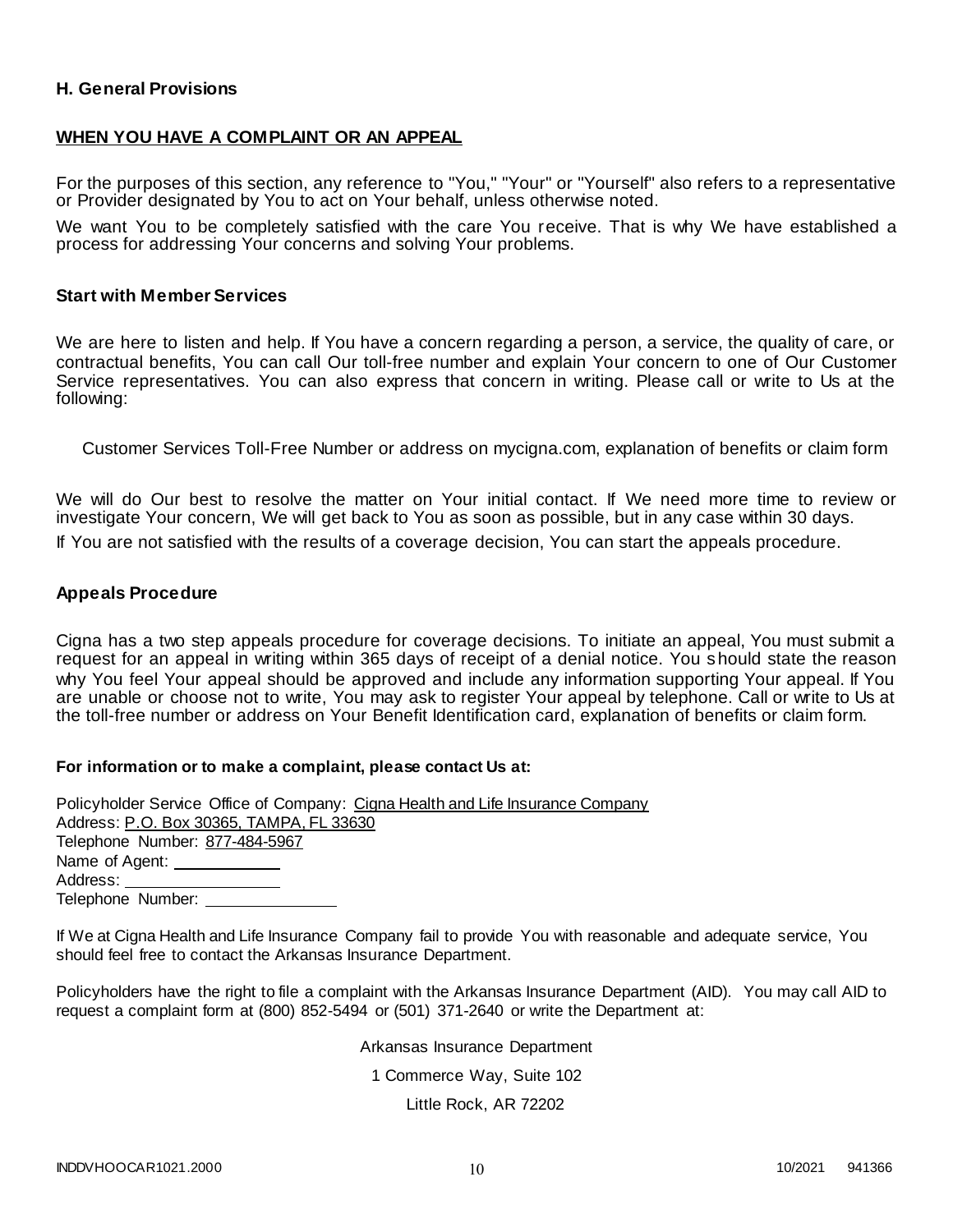### H. General Provisions

**WHEN YOU HAVE A COMPLAINT OR AN APPEAL**

For the purposes of this section, any reference to "You," "Your" or "Yourself" also refers to a representative or Provider designated by You to act on Your behalf, unless otherwise noted.

We want You to be completely satisfied with the care You receive. That is why We have established a process for addressing Your concerns and solving Your problems.

**Start with Member Services**

We are here to listen and help. If You have a concern regarding a person, a service, the quality of care, or contractual benefits, You can call Our toll-free number and explain Your concern to one of Our Customer Service representatives. You can also express that concern in writing. Please call or write to Us at the following:

Customer Services Toll-Free Number or address on mycigna.com, explanation of benefits or claim form

We will do Our best to resolve the matter on Your initial contact. If We need more time to review or investigate Your concern, We will get back to You as soon as possible, but in any case within 30 days.

If You are not satisfied with the results of a coverage decision, You can start the appeals procedure.

**Appeals Procedure**

Cigna has a two step appeals procedure for coverage decisions. To initiate an appeal, You must submit a request for an appeal in writing within 365 days of receipt of a denial notice. You should state the reason why You feel Your appeal should be approved and include any information supporting Your appeal. If You are unable or choose not to write, You may ask to register Your appeal by telephone. Call or write to Us at the toll-free number or address on Your Benefit Identification card, explanation of benefits or claim form.

**For information or to make a complaint, please contact Us at:**

Policyholder Service Office of Company: Cigna Health and Life Insurance Company
Address: P.O. Box 30365, TAMPA, FL 33630
Telephone Number: 877-484-5967
Name of Agent: ____________
Address: ____________
Telephone Number: ____________

If We at Cigna Health and Life Insurance Company fail to provide You with reasonable and adequate service, You should feel free to contact the Arkansas Insurance Department.

Policyholders have the right to file a complaint with the Arkansas Insurance Department (AID). You may call AID to request a complaint form at (800) 852-5494 or (501) 371-2640 or write the Department at:

Arkansas Insurance Department
1 Commerce Way, Suite 102
Little Rock, AR 72202

INDDVHOOCAR1021.2000 10/2021 941366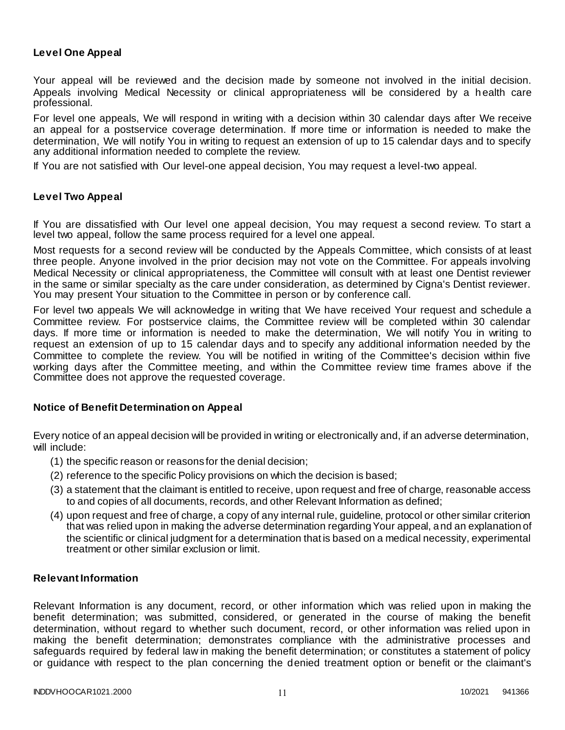### Level One Appeal

Your appeal will be reviewed and the decision made by someone not involved in the initial decision. Appeals involving Medical Necessity or clinical appropriateness will be considered by a health care professional.

For level one appeals, We will respond in writing with a decision within 30 calendar days after We receive an appeal for a postservice coverage determination. If more time or information is needed to make the determination, We will notify You in writing to request an extension of up to 15 calendar days and to specify any additional information needed to complete the review.

If You are not satisfied with Our level-one appeal decision, You may request a level-two appeal.

### Level Two Appeal

If You are dissatisfied with Our level one appeal decision, You may request a second review. To start a level two appeal, follow the same process required for a level one appeal.

Most requests for a second review will be conducted by the Appeals Committee, which consists of at least three people. Anyone involved in the prior decision may not vote on the Committee. For appeals involving Medical Necessity or clinical appropriateness, the Committee will consult with at least one Dentist reviewer in the same or similar specialty as the care under consideration, as determined by Cigna's Dentist reviewer. You may present Your situation to the Committee in person or by conference call.

For level two appeals We will acknowledge in writing that We have received Your request and schedule a Committee review. For postservice claims, the Committee review will be completed within 30 calendar days. If more time or information is needed to make the determination, We will notify You in writing to request an extension of up to 15 calendar days and to specify any additional information needed by the Committee to complete the review. You will be notified in writing of the Committee's decision within five working days after the Committee meeting, and within the Committee review time frames above if the Committee does not approve the requested coverage.

### Notice of Benefit Determination on Appeal

Every notice of an appeal decision will be provided in writing or electronically and, if an adverse determination, will include:

(1) the specific reason or reasons for the denial decision;
(2) reference to the specific Policy provisions on which the decision is based;
(3) a statement that the claimant is entitled to receive, upon request and free of charge, reasonable access to and copies of all documents, records, and other Relevant Information as defined;
(4) upon request and free of charge, a copy of any internal rule, guideline, protocol or other similar criterion that was relied upon in making the adverse determination regarding Your appeal, and an explanation of the scientific or clinical judgment for a determination that is based on a medical necessity, experimental treatment or other similar exclusion or limit.

### Relevant Information

Relevant Information is any document, record, or other information which was relied upon in making the benefit determination; was submitted, considered, or generated in the course of making the benefit determination, without regard to whether such document, record, or other information was relied upon in making the benefit determination; demonstrates compliance with the administrative processes and safeguards required by federal law in making the benefit determination; or constitutes a statement of policy or guidance with respect to the plan concerning the denied treatment option or benefit or the claimant's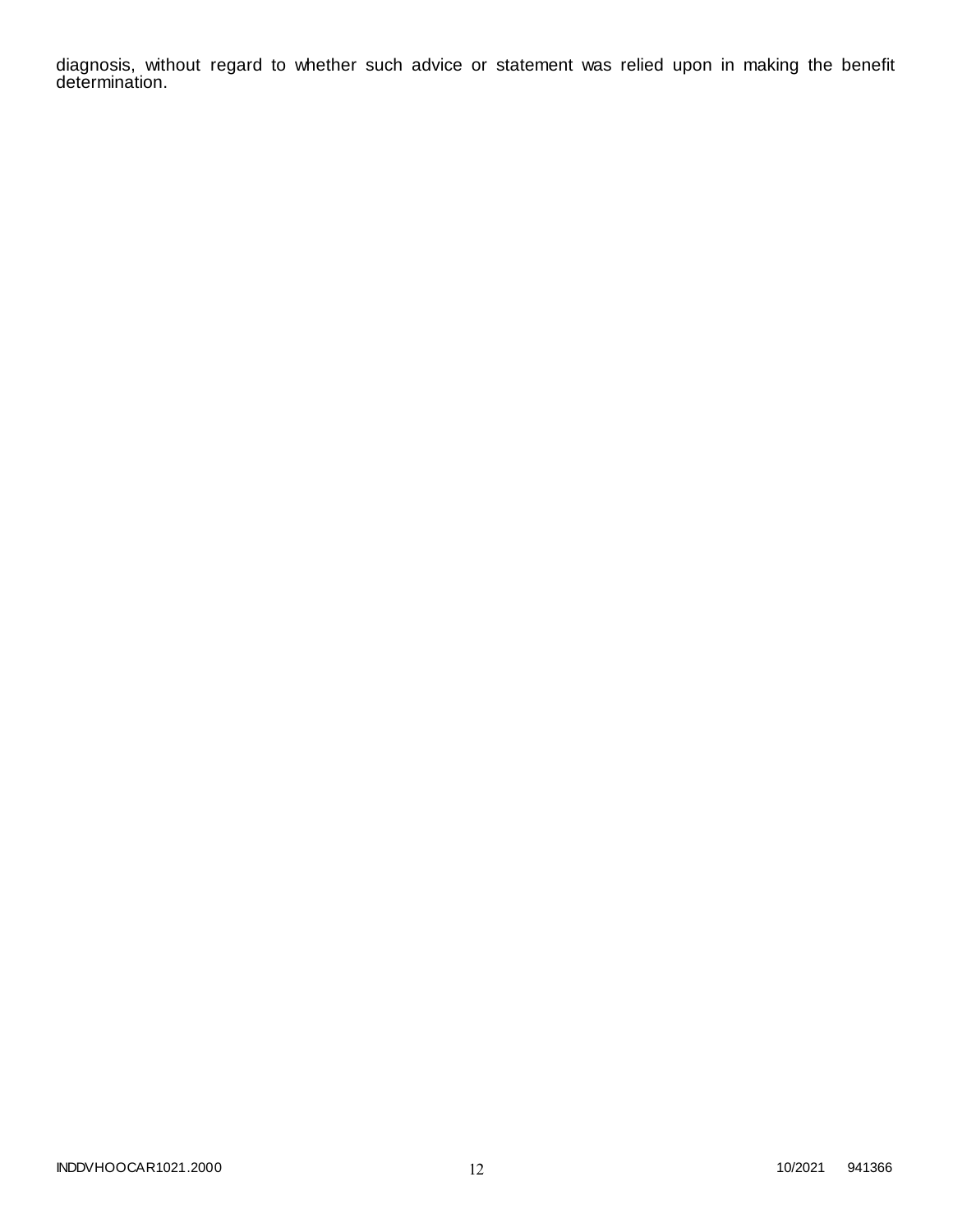diagnosis, without regard to whether such advice or statement was relied upon in making the benefit determination.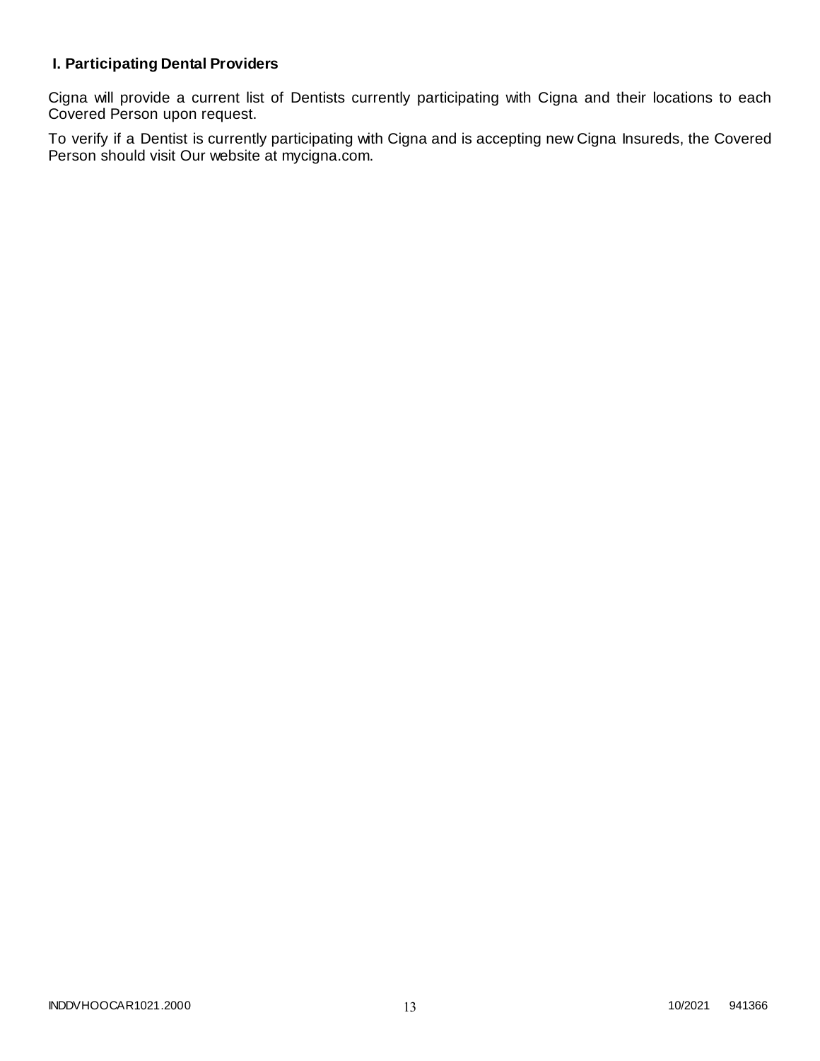### I. Participating Dental Providers

Cigna will provide a current list of Dentists currently participating with Cigna and their locations to each Covered Person upon request.

To verify if a Dentist is currently participating with Cigna and is accepting new Cigna Insureds, the Covered Person should visit Our website at mycigna.com.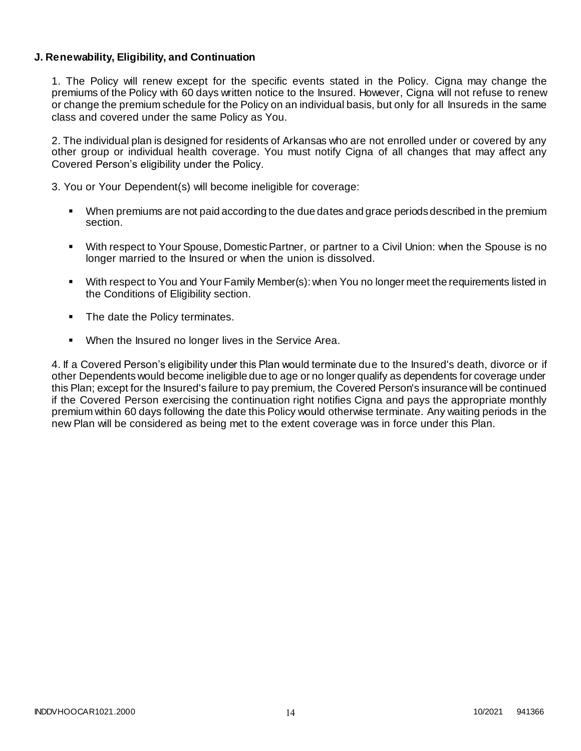**J. Renewability, Eligibility, and Continuation**

1. The Policy will renew except for the specific events stated in the Policy. Cigna may change the premiums of the Policy with 60 days written notice to the Insured. However, Cigna will not refuse to renew or change the premium schedule for the Policy on an individual basis, but only for all Insureds in the same class and covered under the same Policy as You.

2. The individual plan is designed for residents of Arkansas who are not enrolled under or covered by any other group or individual health coverage. You must notify Cigna of all changes that may affect any Covered Person's eligibility under the Policy.

3. You or Your Dependent(s) will become ineligible for coverage:

- When premiums are not paid according to the due dates and grace periods described in the premium section.
- With respect to Your Spouse, Domestic Partner, or partner to a Civil Union: when the Spouse is no longer married to the Insured or when the union is dissolved.
- With respect to You and Your Family Member(s): when You no longer meet the requirements listed in the Conditions of Eligibility section.
- The date the Policy terminates.
- When the Insured no longer lives in the Service Area.

4. If a Covered Person's eligibility under this Plan would terminate due to the Insured's death, divorce or if other Dependents would become ineligible due to age or no longer qualify as dependents for coverage under this Plan; except for the Insured's failure to pay premium, the Covered Person's insurance will be continued if the Covered Person exercising the continuation right notifies Cigna and pays the appropriate monthly premium within 60 days following the date this Policy would otherwise terminate. Any waiting periods in the new Plan will be considered as being met to the extent coverage was in force under this Plan.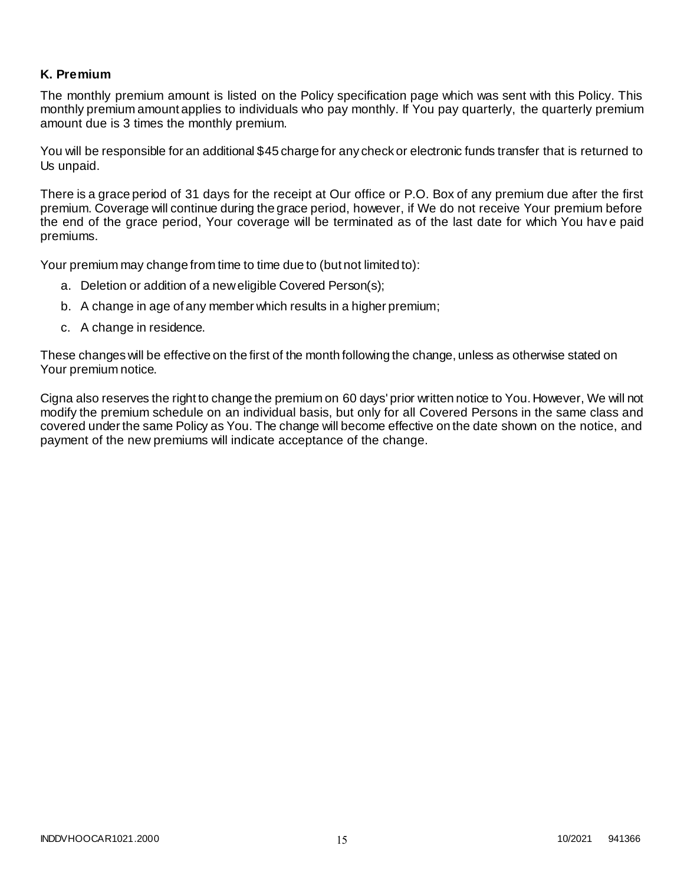### K. Premium

The monthly premium amount is listed on the Policy specification page which was sent with this Policy. This monthly premium amount applies to individuals who pay monthly. If You pay quarterly, the quarterly premium amount due is 3 times the monthly premium.

You will be responsible for an additional $45 charge for any check or electronic funds transfer that is returned to Us unpaid.

There is a grace period of 31 days for the receipt at Our office or P.O. Box of any premium due after the first premium. Coverage will continue during the grace period, however, if We do not receive Your premium before the end of the grace period, Your coverage will be terminated as of the last date for which You have paid premiums.

Your premium may change from time to time due to (but not limited to):

a. Deletion or addition of a new eligible Covered Person(s);
b. A change in age of any member which results in a higher premium;
c. A change in residence.

These changes will be effective on the first of the month following the change, unless as otherwise stated on Your premium notice.

Cigna also reserves the right to change the premium on 60 days' prior written notice to You. However, We will not modify the premium schedule on an individual basis, but only for all Covered Persons in the same class and covered under the same Policy as You. The change will become effective on the date shown on the notice, and payment of the new premiums will indicate acceptance of the change.